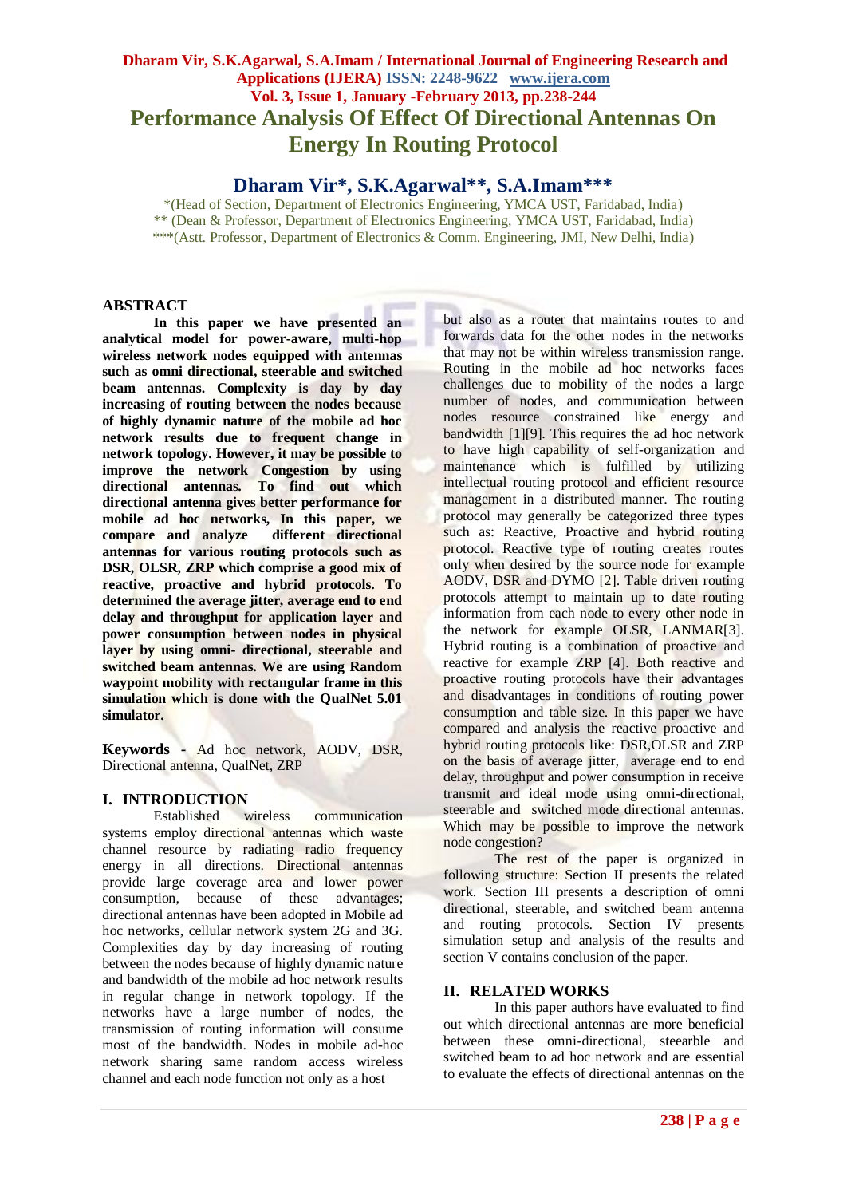# Performance Analysis Of Effect Of Directional Antennas On Energy In Routing Protocol

**Dharam Vir*, S.K.Agarwal**, S.A.Imam*****

*(Head of Section, Department of Electronics Engineering, YMCA UST, Faridabad, India)
** (Dean & Professor, Department of Electronics Engineering, YMCA UST, Faridabad, India)
***(Astt. Professor, Department of Electronics & Comm. Engineering, JMI, New Delhi, India)

## ABSTRACT

**In this paper we have presented an analytical model for power-aware, multi-hop wireless network nodes equipped with antennas such as omni directional, steerable and switched beam antennas. Complexity is day by day increasing of routing between the nodes because of highly dynamic nature of the mobile ad hoc network results due to frequent change in network topology. However, it may be possible to improve the network Congestion by using directional antennas. To find out which directional antenna gives better performance for mobile ad hoc networks, In this paper, we compare and analyze different directional antennas for various routing protocols such as DSR, OLSR, ZRP which comprise a good mix of reactive, proactive and hybrid protocols. To determined the average jitter, average end to end delay and throughput for application layer and power consumption between nodes in physical layer by using omni- directional, steerable and switched beam antennas. We are using Random waypoint mobility with rectangular frame in this simulation which is done with the QualNet 5.01 simulator.**

**Keywords -** Ad hoc network, AODV, DSR, Directional antenna, QualNet, ZRP

## I. INTRODUCTION

Established wireless communication systems employ directional antennas which waste channel resource by radiating radio frequency energy in all directions. Directional antennas provide large coverage area and lower power consumption, because of these advantages; directional antennas have been adopted in Mobile ad hoc networks, cellular network system 2G and 3G. Complexities day by day increasing of routing between the nodes because of highly dynamic nature and bandwidth of the mobile ad hoc network results in regular change in network topology. If the networks have a large number of nodes, the transmission of routing information will consume most of the bandwidth. Nodes in mobile ad-hoc network sharing same random access wireless channel and each node function not only as a host but also as a router that maintains routes to and forwards data for the other nodes in the networks that may not be within wireless transmission range. Routing in the mobile ad hoc networks faces challenges due to mobility of the nodes a large number of nodes, and communication between nodes resource constrained like energy and bandwidth [1][9]. This requires the ad hoc network to have high capability of self-organization and maintenance which is fulfilled by utilizing intellectual routing protocol and efficient resource management in a distributed manner. The routing protocol may generally be categorized three types such as: Reactive, Proactive and hybrid routing protocol. Reactive type of routing creates routes only when desired by the source node for example AODV, DSR and DYMO [2]. Table driven routing protocols attempt to maintain up to date routing information from each node to every other node in the network for example OLSR, LANMAR[3]. Hybrid routing is a combination of proactive and reactive for example ZRP [4]. Both reactive and proactive routing protocols have their advantages and disadvantages in conditions of routing power consumption and table size. In this paper we have compared and analysis the reactive proactive and hybrid routing protocols like: DSR,OLSR and ZRP on the basis of average jitter, average end to end delay, throughput and power consumption in receive transmit and ideal mode using omni-directional, steerable and switched mode directional antennas. Which may be possible to improve the network node congestion?

The rest of the paper is organized in following structure: Section II presents the related work. Section III presents a description of omni directional, steerable, and switched beam antenna and routing protocols. Section IV presents simulation setup and analysis of the results and section V contains conclusion of the paper.

## II. RELATED WORKS

In this paper authors have evaluated to find out which directional antennas are more beneficial between these omni-directional, steearble and switched beam to ad hoc network and are essential to evaluate the effects of directional antennas on the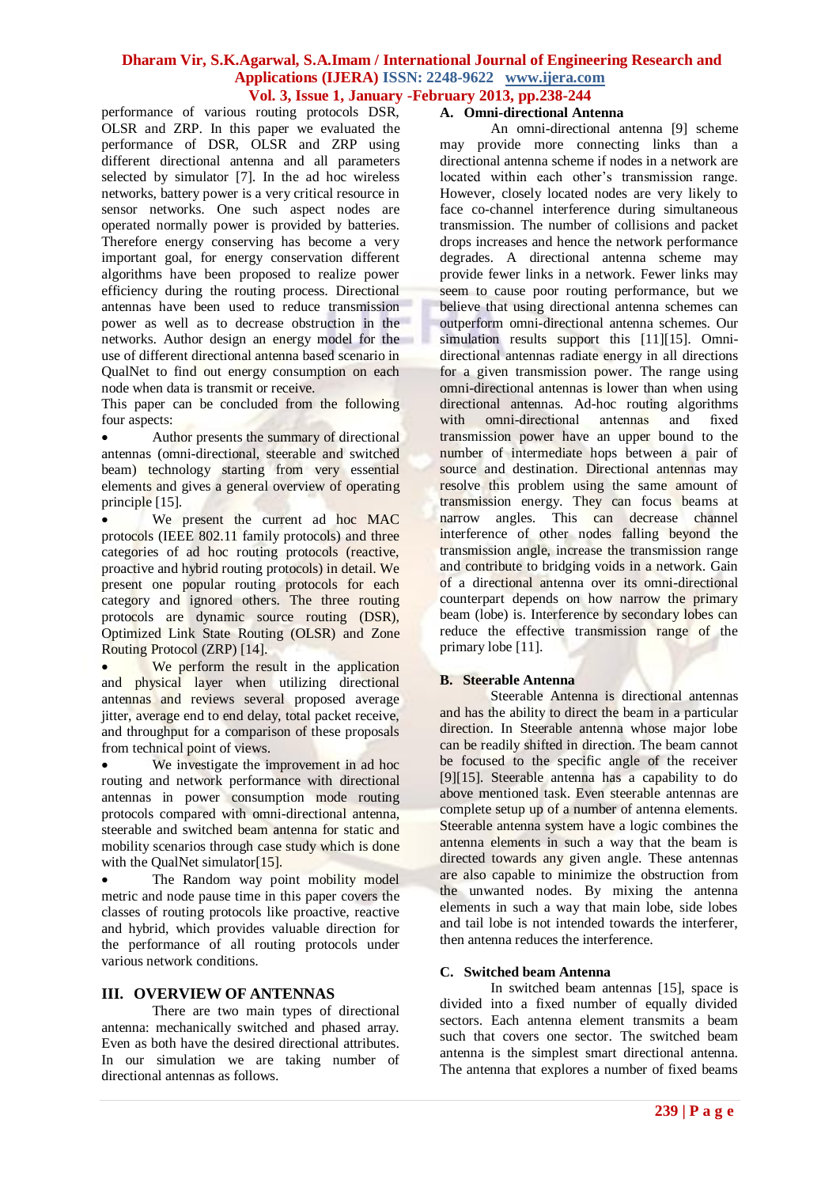performance of various routing protocols DSR, OLSR and ZRP. In this paper we evaluated the performance of DSR, OLSR and ZRP using different directional antenna and all parameters selected by simulator [7]. In the ad hoc wireless networks, battery power is a very critical resource in sensor networks. One such aspect nodes are operated normally power is provided by batteries. Therefore energy conserving has become a very important goal, for energy conservation different algorithms have been proposed to realize power efficiency during the routing process. Directional antennas have been used to reduce transmission power as well as to decrease obstruction in the networks. Author design an energy model for the use of different directional antenna based scenario in QualNet to find out energy consumption on each node when data is transmit or receive.

This paper can be concluded from the following four aspects:

- Author presents the summary of directional antennas (omni-directional, steerable and switched beam) technology starting from very essential elements and gives a general overview of operating principle [15].
- We present the current ad hoc MAC protocols (IEEE 802.11 family protocols) and three categories of ad hoc routing protocols (reactive, proactive and hybrid routing protocols) in detail. We present one popular routing protocols for each category and ignored others. The three routing protocols are dynamic source routing (DSR), Optimized Link State Routing (OLSR) and Zone Routing Protocol (ZRP) [14].
- We perform the result in the application and physical layer when utilizing directional antennas and reviews several proposed average jitter, average end to end delay, total packet receive, and throughput for a comparison of these proposals from technical point of views.
- We investigate the improvement in ad hoc routing and network performance with directional antennas in power consumption mode routing protocols compared with omni-directional antenna, steerable and switched beam antenna for static and mobility scenarios through case study which is done with the QualNet simulator[15].
- The Random way point mobility model metric and node pause time in this paper covers the classes of routing protocols like proactive, reactive and hybrid, which provides valuable direction for the performance of all routing protocols under various network conditions.

## III. OVERVIEW OF ANTENNAS

There are two main types of directional antenna: mechanically switched and phased array. Even as both have the desired directional attributes. In our simulation we are taking number of directional antennas as follows.

### A. Omni-directional Antenna

An omni-directional antenna [9] scheme may provide more connecting links than a directional antenna scheme if nodes in a network are located within each other's transmission range. However, closely located nodes are very likely to face co-channel interference during simultaneous transmission. The number of collisions and packet drops increases and hence the network performance degrades. A directional antenna scheme may provide fewer links in a network. Fewer links may seem to cause poor routing performance, but we believe that using directional antenna schemes can outperform omni-directional antenna schemes. Our simulation results support this [11][15]. Omni-directional antennas radiate energy in all directions for a given transmission power. The range using omni-directional antennas is lower than when using directional antennas. Ad-hoc routing algorithms with omni-directional antennas and fixed transmission power have an upper bound to the number of intermediate hops between a pair of source and destination. Directional antennas may resolve this problem using the same amount of transmission energy. They can focus beams at narrow angles. This can decrease channel interference of other nodes falling beyond the transmission angle, increase the transmission range and contribute to bridging voids in a network. Gain of a directional antenna over its omni-directional counterpart depends on how narrow the primary beam (lobe) is. Interference by secondary lobes can reduce the effective transmission range of the primary lobe [11].

### B. Steerable Antenna

Steerable Antenna is directional antennas and has the ability to direct the beam in a particular direction. In Steerable antenna whose major lobe can be readily shifted in direction. The beam cannot be focused to the specific angle of the receiver [9][15]. Steerable antenna has a capability to do above mentioned task. Even steerable antennas are complete setup up of a number of antenna elements. Steerable antenna system have a logic combines the antenna elements in such a way that the beam is directed towards any given angle. These antennas are also capable to minimize the obstruction from the unwanted nodes. By mixing the antenna elements in such a way that main lobe, side lobes and tail lobe is not intended towards the interferer, then antenna reduces the interference.

### C. Switched beam Antenna

In switched beam antennas [15], space is divided into a fixed number of equally divided sectors. Each antenna element transmits a beam such that covers one sector. The switched beam antenna is the simplest smart directional antenna. The antenna that explores a number of fixed beams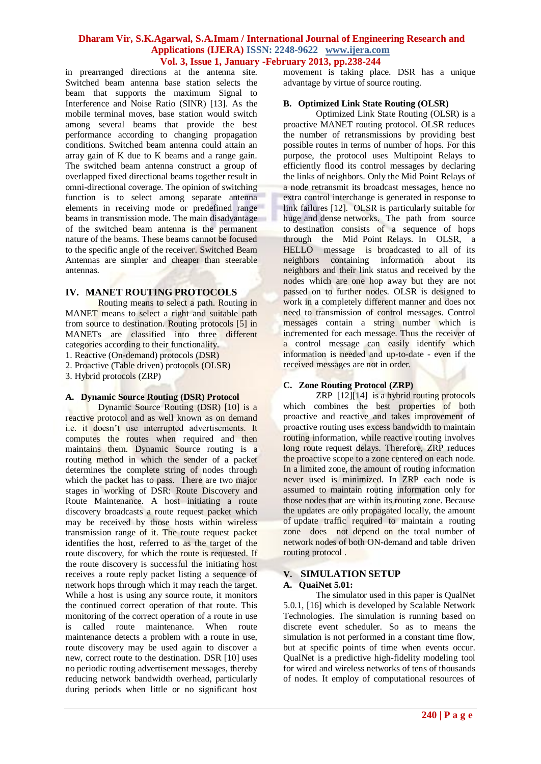in prearranged directions at the antenna site. Switched beam antenna base station selects the beam that supports the maximum Signal to Interference and Noise Ratio (SINR) [13]. As the mobile terminal moves, base station would switch among several beams that provide the best performance according to changing propagation conditions. Switched beam antenna could attain an array gain of K due to K beams and a range gain. The switched beam antenna construct a group of overlapped fixed directional beams together result in omni-directional coverage. The opinion of switching function is to select among separate antenna elements in receiving mode or predefined range beams in transmission mode. The main disadvantage of the switched beam antenna is the permanent nature of the beams. These beams cannot be focused to the specific angle of the receiver. Switched Beam Antennas are simpler and cheaper than steerable antennas.

## IV. MANET ROUTING PROTOCOLS

Routing means to select a path. Routing in MANET means to select a right and suitable path from source to destination. Routing protocols [5] in MANETs are classified into three different categories according to their functionality.

1. Reactive (On-demand) protocols (DSR)
2. Proactive (Table driven) protocols (OLSR)
3. Hybrid protocols (ZRP)

### A. Dynamic Source Routing (DSR) Protocol

Dynamic Source Routing (DSR) [10] is a reactive protocol and as well known as on demand i.e. it doesn't use interrupted advertisements. It computes the routes when required and then maintains them. Dynamic Source routing is a routing method in which the sender of a packet determines the complete string of nodes through which the packet has to pass. There are two major stages in working of DSR: Route Discovery and Route Maintenance. A host initiating a route discovery broadcasts a route request packet which may be received by those hosts within wireless transmission range of it. The route request packet identifies the host, referred to as the target of the route discovery, for which the route is requested. If the route discovery is successful the initiating host receives a route reply packet listing a sequence of network hops through which it may reach the target. While a host is using any source route, it monitors the continued correct operation of that route. This monitoring of the correct operation of a route in use is called route maintenance. When route maintenance detects a problem with a route in use, route discovery may be used again to discover a new, correct route to the destination. DSR [10] uses no periodic routing advertisement messages, thereby reducing network bandwidth overhead, particularly during periods when little or no significant host movement is taking place. DSR has a unique advantage by virtue of source routing.

### B. Optimized Link State Routing (OLSR)

Optimized Link State Routing (OLSR) is a proactive MANET routing protocol. OLSR reduces the number of retransmissions by providing best possible routes in terms of number of hops. For this purpose, the protocol uses Multipoint Relays to efficiently flood its control messages by declaring the links of neighbors. Only the Mid Point Relays of a node retransmit its broadcast messages, hence no extra control interchange is generated in response to link failures [12]. OLSR is particularly suitable for huge and dense networks. The path from source to destination consists of a sequence of hops through the Mid Point Relays. In OLSR, a HELLO message is broadcasted to all of its neighbors containing information about its neighbors and their link status and received by the nodes which are one hop away but they are not passed on to further nodes. OLSR is designed to work in a completely different manner and does not need to transmission of control messages. Control messages contain a string number which is incremented for each message. Thus the receiver of a control message can easily identify which information is needed and up-to-date - even if the received messages are not in order.

### C. Zone Routing Protocol (ZRP)

ZRP [12][14] is a hybrid routing protocols which combines the best properties of both proactive and reactive and takes improvement of proactive routing uses excess bandwidth to maintain routing information, while reactive routing involves long route request delays. Therefore, ZRP reduces the proactive scope to a zone centered on each node. In a limited zone, the amount of routing information never used is minimized. In ZRP each node is assumed to maintain routing information only for those nodes that are within its routing zone. Because the updates are only propagated locally, the amount of update traffic required to maintain a routing zone does not depend on the total number of network nodes of both ON-demand and table driven routing protocol .

## V. SIMULATION SETUP

### A. QuaiNet 5.01:

The simulator used in this paper is QualNet 5.0.1, [16] which is developed by Scalable Network Technologies. The simulation is running based on discrete event scheduler. So as to means the simulation is not performed in a constant time flow, but at specific points of time when events occur. QualNet is a predictive high-fidelity modeling tool for wired and wireless networks of tens of thousands of nodes. It employ of computational resources of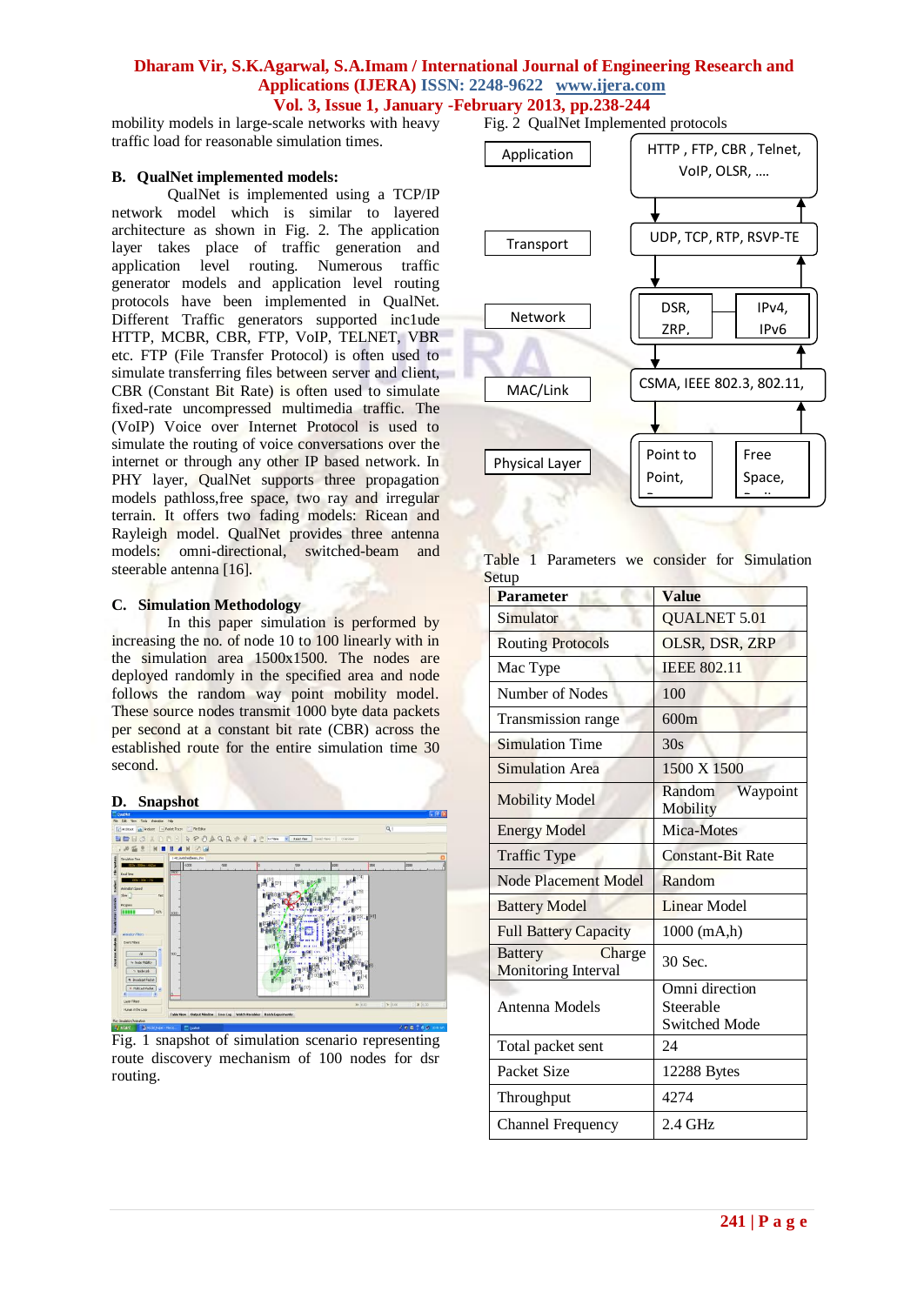mobility models in large-scale networks with heavy traffic load for reasonable simulation times.

### B. QualNet implemented models:

QualNet is implemented using a TCP/IP network model which is similar to layered architecture as shown in Fig. 2. The application layer takes place of traffic generation and application level routing. Numerous traffic generator models and application level routing protocols have been implemented in QualNet. Different Traffic generators supported inc1ude HTTP, MCBR, CBR, FTP, VoIP, TELNET, VBR etc. FTP (File Transfer Protocol) is often used to simulate transferring files between server and client, CBR (Constant Bit Rate) is often used to simulate fixed-rate uncompressed multimedia traffic. The (VoIP) Voice over Internet Protocol is used to simulate the routing of voice conversations over the internet or through any other IP based network. In PHY layer, QualNet supports three propagation models pathloss,free space, two ray and irregular terrain. It offers two fading models: Ricean and Rayleigh model. QualNet provides three antenna models: omni-directional, switched-beam and steerable antenna [16].

### C. Simulation Methodology

In this paper simulation is performed by increasing the no. of node 10 to 100 linearly with in the simulation area 1500x1500. The nodes are deployed randomly in the specified area and node follows the random way point mobility model. These source nodes transmit 1000 byte data packets per second at a constant bit rate (CBR) across the established route for the entire simulation time 30 second.

### D. Snapshot

Fig. 1 snapshot of simulation scenario representing route discovery mechanism of 100 nodes for dsr routing.

Fig. 2 QualNet Implemented protocols

| Layer | Protocols |
|---|---|
| Application | HTTP , FTP, CBR , Telnet, VoIP, OLSR, .... |
| Transport | UDP, TCP, RTP, RSVP-TE |
| Network | DSR, ZRP, / IPv4, IPv6 |
| MAC/Link | CSMA, IEEE 802.3, 802.11, |
| Physical Layer | Point to Point, / Free Space, |

Table 1 Parameters we consider for Simulation Setup

| Parameter | Value |
|---|---|
| Simulator | QUALNET 5.01 |
| Routing Protocols | OLSR, DSR, ZRP |
| Mac Type | IEEE 802.11 |
| Number of Nodes | 100 |
| Transmission range | 600m |
| Simulation Time | 30s |
| Simulation Area | 1500 X 1500 |
| Mobility Model | Random Waypoint Mobility |
| Energy Model | Mica-Motes |
| Traffic Type | Constant-Bit Rate |
| Node Placement Model | Random |
| Battery Model | Linear Model |
| Full Battery Capacity | 1000 (mA,h) |
| Battery Charge Monitoring Interval | 30 Sec. |
| Antenna Models | Omni direction Steerable Switched Mode |
| Total packet sent | 24 |
| Packet Size | 12288 Bytes |
| Throughput | 4274 |
| Channel Frequency | 2.4 GHz |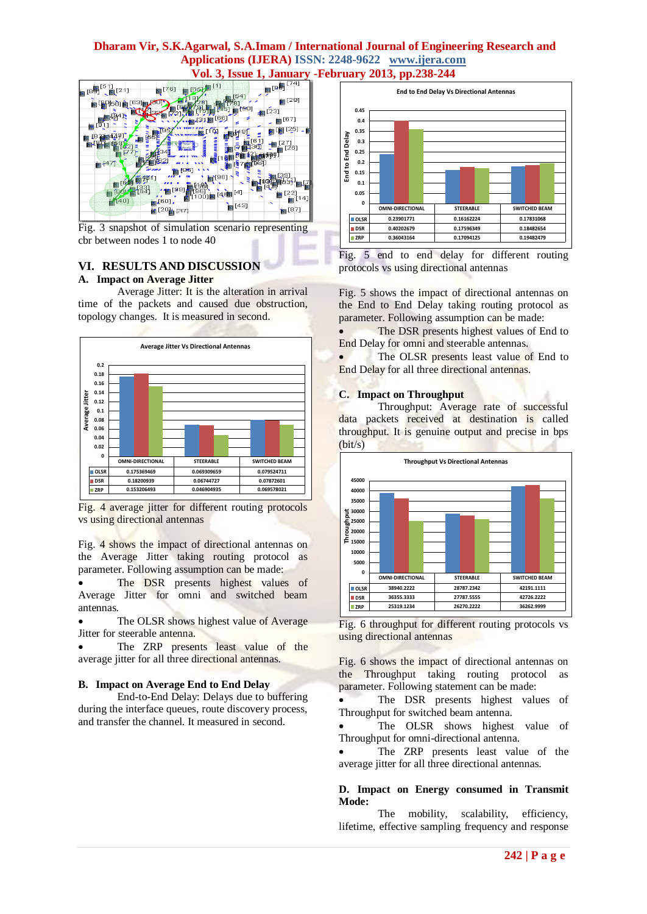Fig. 3 snapshot of simulation scenario representing cbr between nodes 1 to node 40

## VI. RESULTS AND DISCUSSION

### A. Impact on Average Jitter

Average Jitter: It is the alteration in arrival time of the packets and caused due obstruction, topology changes. It is measured in second.

**Average Jitter Vs Directional Antennas**

| | OMNI-DIRECTIONAL | STEERABLE | SWITCHED BEAM |
|---|---|---|---|
| OLSR | 0.175369469 | 0.069309659 | 0.079524711 |
| DSR | 0.18200939 | 0.06744727 | 0.07872601 |
| ZRP | 0.153206493 | 0.046904935 | 0.069578021 |

Fig. 4 average jitter for different routing protocols vs using directional antennas

Fig. 4 shows the impact of directional antennas on the Average Jitter taking routing protocol as parameter. Following assumption can be made:

- The DSR presents highest values of Average Jitter for omni and switched beam antennas.
- The OLSR shows highest value of Average Jitter for steerable antenna.
- The ZRP presents least value of the average jitter for all three directional antennas.

### B. Impact on Average End to End Delay

End-to-End Delay: Delays due to buffering during the interface queues, route discovery process, and transfer the channel. It measured in second.

**End to End Delay Vs Directional Antennas**

| | OMNI-DIRECTIONAL | STEERABLE | SWITCHED BEAM |
|---|---|---|---|
| OLSR | 0.23901771 | 0.16162224 | 0.17831068 |
| DSR | 0.40202679 | 0.17596349 | 0.18482654 |
| ZRP | 0.36043164 | 0.17094125 | 0.19482479 |

Fig. 5 end to end delay for different routing protocols vs using directional antennas

Fig. 5 shows the impact of directional antennas on the End to End Delay taking routing protocol as parameter. Following assumption can be made:

- The DSR presents highest values of End to End Delay for omni and steerable antennas.
- The OLSR presents least value of End to End Delay for all three directional antennas.

### C. Impact on Throughput

Throughput: Average rate of successful data packets received at destination is called throughput. It is genuine output and precise in bps (bit/s)

**Throughput Vs Directional Antennas**

| | OMNI-DIRECTIONAL | STEERABLE | SWITCHED BEAM |
|---|---|---|---|
| OLSR | 38940.2222 | 28787.2342 | 42191.1111 |
| DSR | 36355.3333 | 27787.5555 | 42726.2222 |
| ZRP | 25319.1234 | 26270.2222 | 36262.9999 |

Fig. 6 throughput for different routing protocols vs using directional antennas

Fig. 6 shows the impact of directional antennas on the Throughput taking routing protocol as parameter. Following statement can be made:

- The DSR presents highest values of Throughput for switched beam antenna.
- The OLSR shows highest value of Throughput for omni-directional antenna.
- The ZRP presents least value of the average jitter for all three directional antennas.

### D. Impact on Energy consumed in Transmit Mode:

The mobility, scalability, efficiency, lifetime, effective sampling frequency and response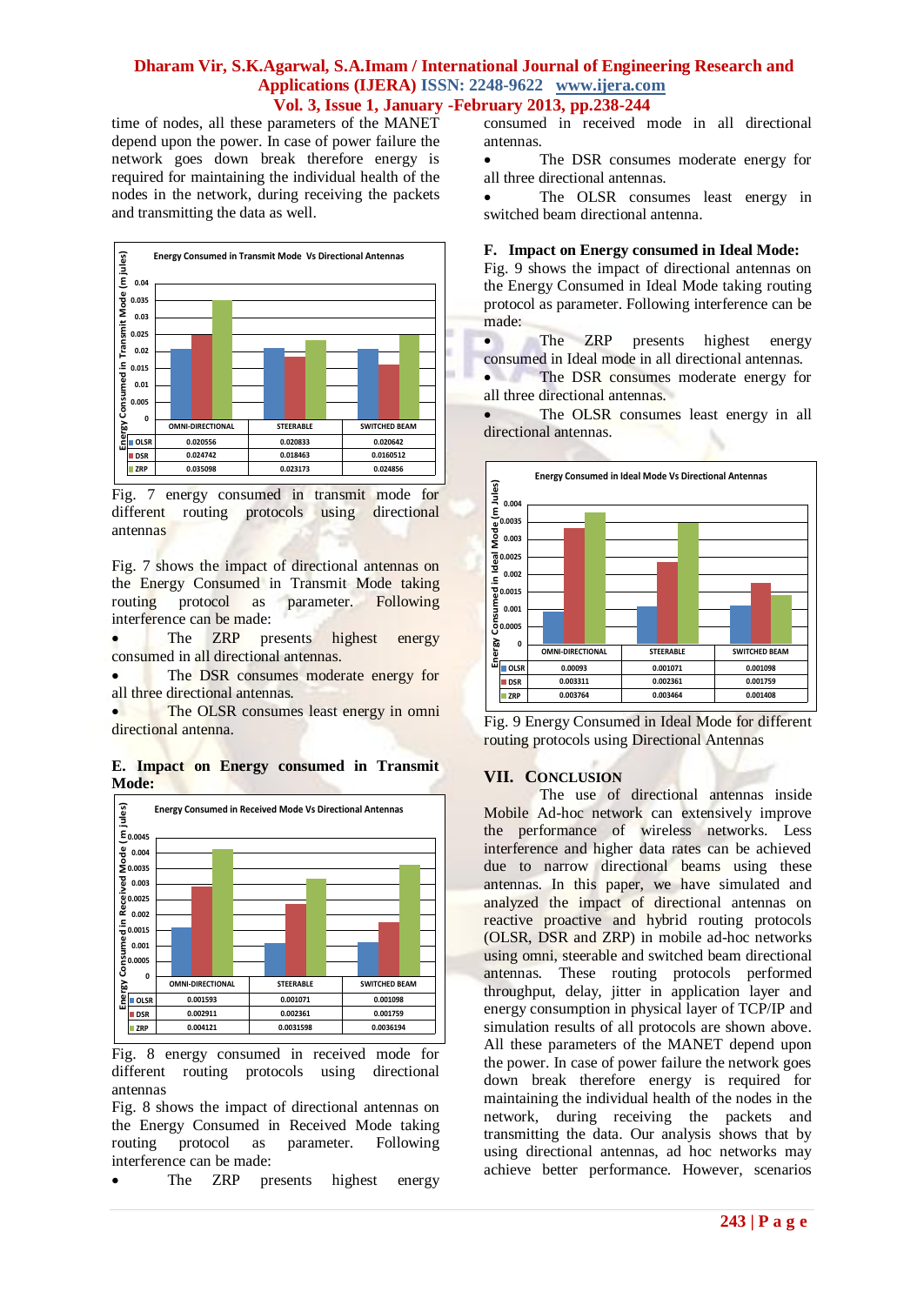time of nodes, all these parameters of the MANET depend upon the power. In case of power failure the network goes down break therefore energy is required for maintaining the individual health of the nodes in the network, during receiving the packets and transmitting the data as well.

**Energy Consumed in Transmit Mode Vs Directional Antennas**

| | OMNI-DIRECTIONAL | STEERABLE | SWITCHED BEAM |
|---|---|---|---|
| OLSR | 0.020556 | 0.020833 | 0.020642 |
| DSR | 0.024742 | 0.018463 | 0.0160512 |
| ZRP | 0.035098 | 0.023173 | 0.024856 |

Fig. 7 energy consumed in transmit mode for different routing protocols using directional antennas

Fig. 7 shows the impact of directional antennas on the Energy Consumed in Transmit Mode taking routing protocol as parameter. Following interference can be made:

- The ZRP presents highest energy consumed in all directional antennas.
- The DSR consumes moderate energy for all three directional antennas.
- The OLSR consumes least energy in omni directional antenna.

**E. Impact on Energy consumed in Transmit Mode:**

**Energy Consumed in Received Mode Vs Directional Antennas**

| | OMNI-DIRECTIONAL | STEERABLE | SWITCHED BEAM |
|---|---|---|---|
| OLSR | 0.001593 | 0.001071 | 0.001098 |
| DSR | 0.002911 | 0.002361 | 0.001759 |
| ZRP | 0.004121 | 0.0031598 | 0.0036194 |

Fig. 8 energy consumed in received mode for different routing protocols using directional antennas

Fig. 8 shows the impact of directional antennas on the Energy Consumed in Received Mode taking routing protocol as parameter. Following interference can be made:

- The ZRP presents highest energy consumed in received mode in all directional antennas.
- The DSR consumes moderate energy for all three directional antennas.
- The OLSR consumes least energy in switched beam directional antenna.

**F. Impact on Energy consumed in Ideal Mode:**

Fig. 9 shows the impact of directional antennas on the Energy Consumed in Ideal Mode taking routing protocol as parameter. Following interference can be made:

- The ZRP presents highest energy consumed in Ideal mode in all directional antennas.
- The DSR consumes moderate energy for all three directional antennas.
- The OLSR consumes least energy in all directional antennas.

**Energy Consumed in Ideal Mode Vs Directional Antennas**

| | OMNI-DIRECTIONAL | STEERABLE | SWITCHED BEAM |
|---|---|---|---|
| OLSR | 0.00093 | 0.001071 | 0.001098 |
| DSR | 0.003311 | 0.002361 | 0.001759 |
| ZRP | 0.003764 | 0.003464 | 0.001408 |

Fig. 9 Energy Consumed in Ideal Mode for different routing protocols using Directional Antennas

## VII. Conclusion

The use of directional antennas inside Mobile Ad-hoc network can extensively improve the performance of wireless networks. Less interference and higher data rates can be achieved due to narrow directional beams using these antennas. In this paper, we have simulated and analyzed the impact of directional antennas on reactive proactive and hybrid routing protocols (OLSR, DSR and ZRP) in mobile ad-hoc networks using omni, steerable and switched beam directional antennas. These routing protocols performed throughput, delay, jitter in application layer and energy consumption in physical layer of TCP/IP and simulation results of all protocols are shown above. All these parameters of the MANET depend upon the power. In case of power failure the network goes down break therefore energy is required for maintaining the individual health of the nodes in the network, during receiving the packets and transmitting the data. Our analysis shows that by using directional antennas, ad hoc networks may achieve better performance. However, scenarios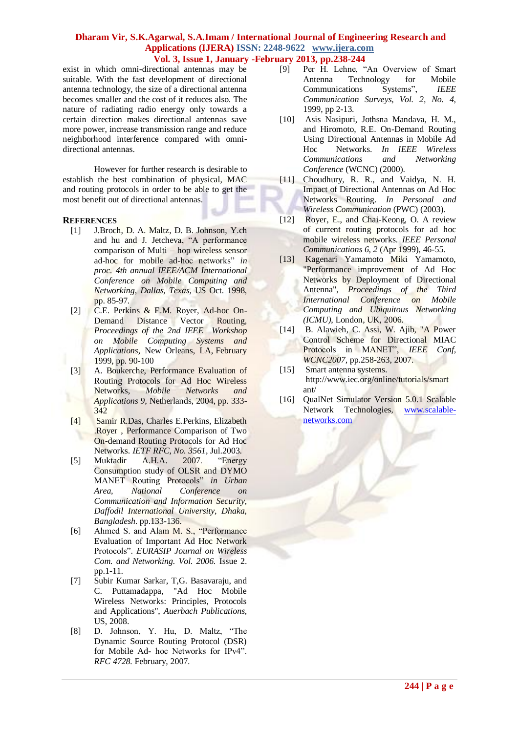exist in which omni-directional antennas may be suitable. With the fast development of directional antenna technology, the size of a directional antenna becomes smaller and the cost of it reduces also. The nature of radiating radio energy only towards a certain direction makes directional antennas save more power, increase transmission range and reduce neighborhood interference compared with omni-directional antennas.

However for further research is desirable to establish the best combination of physical, MAC and routing protocols in order to be able to get the most benefit out of directional antennas.

## REFERENCES

[1] J.Broch, D. A. Maltz, D. B. Johnson, Y.ch and hu and J. Jetcheva, "A performance comparison of Multi – hop wireless sensor ad-hoc for mobile ad-hoc networks" *in proc. 4th annual IEEE/ACM International Conference on Mobile Computing and Networking, Dallas, Texas*, US Oct. 1998, pp. 85-97.

[2] C.E. Perkins & E.M. Royer, Ad-hoc On-Demand Distance Vector Routing, *Proceedings of the 2nd IEEE Workshop on Mobile Computing Systems and Applications*, New Orleans, LA, February 1999, pp. 90-100

[3] A. Boukerche, Performance Evaluation of Routing Protocols for Ad Hoc Wireless Networks, *Mobile Networks and Applications 9*, Netherlands, 2004, pp. 333-342

[4] Samir R.Das, Charles E.Perkins, Elizabeth .Royer , Performance Comparison of Two On-demand Routing Protocols for Ad Hoc Networks. *IETF RFC, No. 3561*, Jul.2003.

[5] Muktadir A.H.A. 2007. "Energy Consumption study of OLSR and DYMO MANET Routing Protocols" *in Urban Area, National Conference on Communication and Information Security, Daffodil International University, Dhaka, Bangladesh.* pp.133-136.

[6] Ahmed S. and Alam M. S., "Performance Evaluation of Important Ad Hoc Network Protocols". *EURASIP Journal on Wireless Com. and Networking. Vol. 2006.* Issue 2. pp.1-11.

[7] Subir Kumar Sarkar, T,G. Basavaraju, and C. Puttamadappa, "Ad Hoc Mobile Wireless Networks: Principles, Protocols and Applications", *Auerbach Publications*, US, 2008.

[8] D. Johnson, Y. Hu, D. Maltz, "The Dynamic Source Routing Protocol (DSR) for Mobile Ad- hoc Networks for IPv4". *RFC 4728.* February, 2007.

[9] Per H. Lehne, "An Overview of Smart Antenna Technology for Mobile Communications Systems", *IEEE Communication Surveys, Vol. 2, No. 4,* 1999, pp 2-13.

[10] Asis Nasipuri, Jothsna Mandava, H. M., and Hiromoto, R.E. On-Demand Routing Using Directional Antennas in Mobile Ad Hoc Networks. *In IEEE Wireless Communications and Networking Conference* (WCNC) (2000).

[11] Choudhury, R. R., and Vaidya, N. H. Impact of Directional Antennas on Ad Hoc Networks Routing. *In Personal and Wireless Communication* (PWC) (2003).

[12] Royer, E., and Chai-Keong, O. A review of current routing protocols for ad hoc mobile wireless networks. *IEEE Personal Communications 6, 2* (Apr 1999), 46-55.

[13] Kagenari Yamamoto Miki Yamamoto, "Performance improvement of Ad Hoc Networks by Deployment of Directional Antenna", *Proceedings of the Third International Conference on Mobile Computing and Ubiquitous Networking (ICMU)*, London, UK, 2006.

[14] B. Alawieh, C. Assi, W. Ajib, "A Power Control Scheme for Directional MIAC Protocols in MANET", *IEEE Conf, WCNC2007*, pp.258-263, 2007.

[15] Smart antenna systems. http://www.iec.org/online/tutorials/smart ant/

[16] QualNet Simulator Version 5.0.1 Scalable Network Technologies, www.scalable-networks.com